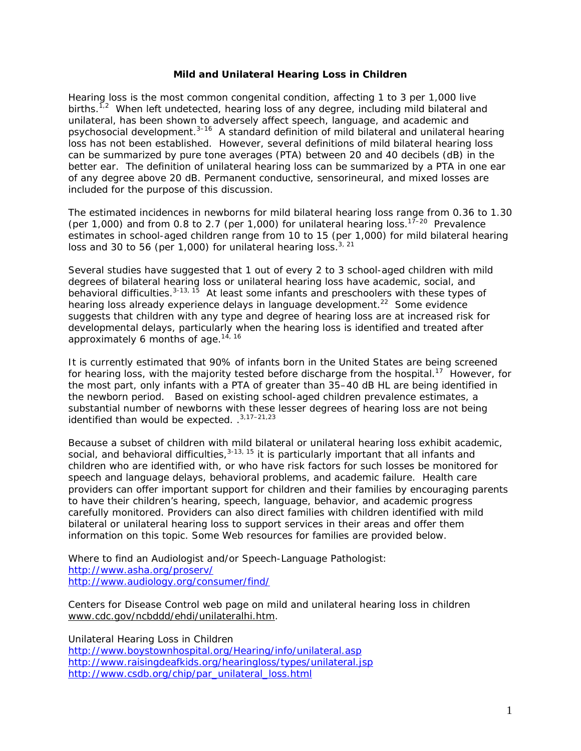# Mild and Unilateral Hearing Loss in Children

Hearing loss is the most common congenital condition, affecting 1 to 3 per 1,000 live births.[1,2] When left undetected, hearing loss of any degree, including mild bilateral and unilateral, has been shown to adversely affect speech, language, and academic and psychosocial development.[3–16] A standard definition of mild bilateral and unilateral hearing loss has not been established. However, several definitions of mild bilateral hearing loss can be summarized by pure tone averages (PTA) between 20 and 40 decibels (dB) in the better ear. The definition of unilateral hearing loss can be summarized by a PTA in one ear of any degree above 20 dB. Permanent conductive, sensorineural, and mixed losses are included for the purpose of this discussion.

The estimated incidences in newborns for mild bilateral hearing loss range from 0.36 to 1.30 (per 1,000) and from 0.8 to 2.7 (per 1,000) for unilateral hearing loss.[17–20] Prevalence estimates in school-aged children range from 10 to 15 (per 1,000) for mild bilateral hearing loss and 30 to 56 (per 1,000) for unilateral hearing loss.[3, 21]

Several studies have suggested that 1 out of every 2 to 3 school-aged children with mild degrees of bilateral hearing loss or unilateral hearing loss have academic, social, and behavioral difficulties.[3-13, 15] At least some infants and preschoolers with these types of hearing loss already experience delays in language development.[22] Some evidence suggests that children with any type and degree of hearing loss are at increased risk for developmental delays, particularly when the hearing loss is identified and treated after approximately 6 months of age.[14, 16]

It is currently estimated that 90% of infants born in the United States are being screened for hearing loss, with the majority tested before discharge from the hospital.[17] However, for the most part, only infants with a PTA of greater than 35–40 dB HL are being identified in the newborn period. Based on existing school-aged children prevalence estimates, a substantial number of newborns with these lesser degrees of hearing loss are not being identified than would be expected. .[3,17–21,23]

Because a subset of children with mild bilateral or unilateral hearing loss exhibit academic, social, and behavioral difficulties,[3-13, 15] it is particularly important that all infants and children who are identified with, or who have risk factors for such losses be monitored for speech and language delays, behavioral problems, and academic failure. Health care providers can offer important support for children and their families by encouraging parents to have their children's hearing, speech, language, behavior, and academic progress carefully monitored. Providers can also direct families with children identified with mild bilateral or unilateral hearing loss to support services in their areas and offer them information on this topic. Some Web resources for families are provided below.

Where to find an Audiologist and/or Speech-Language Pathologist:
http://www.asha.org/proserv/
http://www.audiology.org/consumer/find/

Centers for Disease Control web page on mild and unilateral hearing loss in children
www.cdc.gov/ncbddd/ehdi/unilateralhi.htm.

Unilateral Hearing Loss in Children
http://www.boystownhospital.org/Hearing/info/unilateral.asp
http://www.raisingdeafkids.org/hearingloss/types/unilateral.jsp
http://www.csdb.org/chip/par_unilateral_loss.html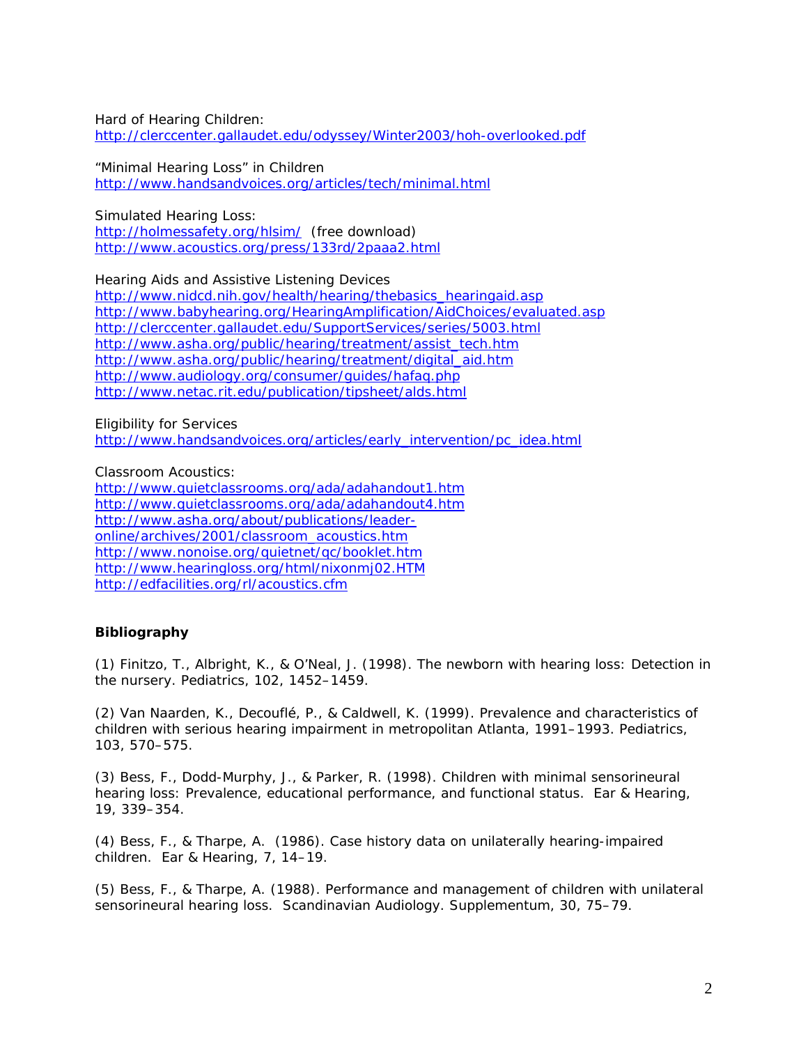Hard of Hearing Children:
http://clerccenter.gallaudet.edu/odyssey/Winter2003/hoh-overlooked.pdf

"Minimal Hearing Loss" in Children
http://www.handsandvoices.org/articles/tech/minimal.html

Simulated Hearing Loss:
http://holmessafety.org/hlsim/ (free download)
http://www.acoustics.org/press/133rd/2paaa2.html

Hearing Aids and Assistive Listening Devices
http://www.nidcd.nih.gov/health/hearing/thebasics_hearingaid.asp
http://www.babyhearing.org/HearingAmplification/AidChoices/evaluated.asp
http://clerccenter.gallaudet.edu/SupportServices/series/5003.html
http://www.asha.org/public/hearing/treatment/assist_tech.htm
http://www.asha.org/public/hearing/treatment/digital_aid.htm
http://www.audiology.org/consumer/guides/hafaq.php
http://www.netac.rit.edu/publication/tipsheet/alds.html

Eligibility for Services
http://www.handsandvoices.org/articles/early_intervention/pc_idea.html

Classroom Acoustics:
http://www.quietclassrooms.org/ada/adahandout1.htm
http://www.quietclassrooms.org/ada/adahandout4.htm
http://www.asha.org/about/publications/leader-online/archives/2001/classroom_acoustics.htm
http://www.nonoise.org/quietnet/qc/booklet.htm
http://www.hearingloss.org/html/nixonmj02.HTM
http://edfacilities.org/rl/acoustics.cfm

## Bibliography

(1) Finitzo, T., Albright, K., & O'Neal, J. (1998). The newborn with hearing loss: Detection in the nursery. Pediatrics, 102, 1452–1459.

(2) Van Naarden, K., Decouflé, P., & Caldwell, K. (1999). Prevalence and characteristics of children with serious hearing impairment in metropolitan Atlanta, 1991–1993. Pediatrics, 103, 570–575.

(3) Bess, F., Dodd-Murphy, J., & Parker, R. (1998). Children with minimal sensorineural hearing loss: Prevalence, educational performance, and functional status. Ear & Hearing, 19, 339–354.

(4) Bess, F., & Tharpe, A. (1986). Case history data on unilaterally hearing-impaired children. Ear & Hearing, 7, 14–19.

(5) Bess, F., & Tharpe, A. (1988). Performance and management of children with unilateral sensorineural hearing loss. Scandinavian Audiology. Supplementum, 30, 75–79.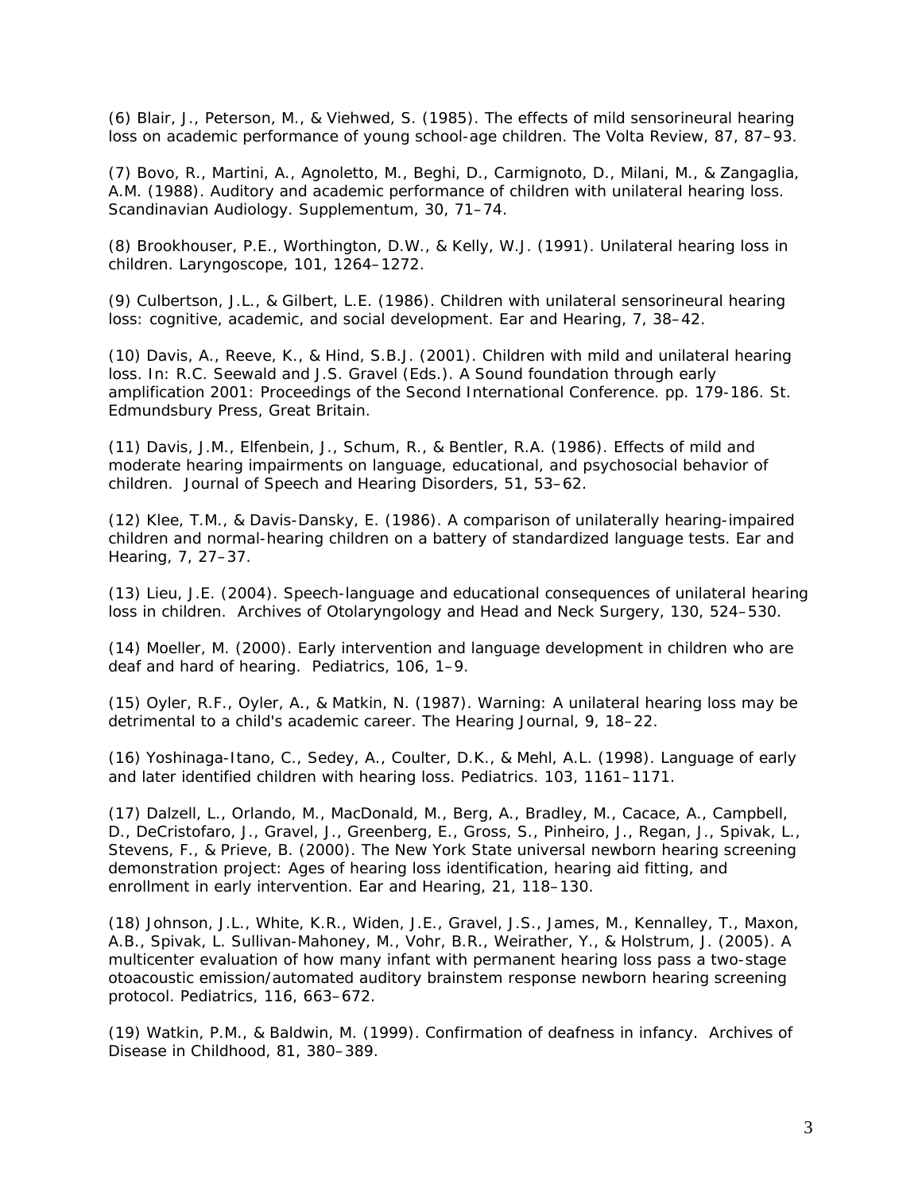(6) Blair, J., Peterson, M., & Viehwed, S. (1985). The effects of mild sensorineural hearing loss on academic performance of young school-age children. The Volta Review, 87, 87–93.

(7) Bovo, R., Martini, A., Agnoletto, M., Beghi, D., Carmignoto, D., Milani, M., & Zangaglia, A.M. (1988). Auditory and academic performance of children with unilateral hearing loss. Scandinavian Audiology. Supplementum, 30, 71–74.

(8) Brookhouser, P.E., Worthington, D.W., & Kelly, W.J. (1991). Unilateral hearing loss in children. Laryngoscope, 101, 1264–1272.

(9) Culbertson, J.L., & Gilbert, L.E. (1986). Children with unilateral sensorineural hearing loss: cognitive, academic, and social development. Ear and Hearing, 7, 38–42.

(10) Davis, A., Reeve, K., & Hind, S.B.J. (2001). Children with mild and unilateral hearing loss. In: R.C. Seewald and J.S. Gravel (Eds.). A Sound foundation through early amplification 2001: Proceedings of the Second International Conference. pp. 179-186. St. Edmundsbury Press, Great Britain.

(11) Davis, J.M., Elfenbein, J., Schum, R., & Bentler, R.A. (1986). Effects of mild and moderate hearing impairments on language, educational, and psychosocial behavior of children. Journal of Speech and Hearing Disorders, 51, 53–62.

(12) Klee, T.M., & Davis-Dansky, E. (1986). A comparison of unilaterally hearing-impaired children and normal-hearing children on a battery of standardized language tests. Ear and Hearing, 7, 27–37.

(13) Lieu, J.E. (2004). Speech-language and educational consequences of unilateral hearing loss in children. Archives of Otolaryngology and Head and Neck Surgery, 130, 524–530.

(14) Moeller, M. (2000). Early intervention and language development in children who are deaf and hard of hearing. Pediatrics, 106, 1–9.

(15) Oyler, R.F., Oyler, A., & Matkin, N. (1987). Warning: A unilateral hearing loss may be detrimental to a child's academic career. The Hearing Journal, 9, 18–22.

(16) Yoshinaga-Itano, C., Sedey, A., Coulter, D.K., & Mehl, A.L. (1998). Language of early and later identified children with hearing loss. Pediatrics. 103, 1161–1171.

(17) Dalzell, L., Orlando, M., MacDonald, M., Berg, A., Bradley, M., Cacace, A., Campbell, D., DeCristofaro, J., Gravel, J., Greenberg, E., Gross, S., Pinheiro, J., Regan, J., Spivak, L., Stevens, F., & Prieve, B. (2000). The New York State universal newborn hearing screening demonstration project: Ages of hearing loss identification, hearing aid fitting, and enrollment in early intervention. Ear and Hearing, 21, 118–130.

(18) Johnson, J.L., White, K.R., Widen, J.E., Gravel, J.S., James, M., Kennalley, T., Maxon, A.B., Spivak, L. Sullivan-Mahoney, M., Vohr, B.R., Weirather, Y., & Holstrum, J. (2005). A multicenter evaluation of how many infant with permanent hearing loss pass a two-stage otoacoustic emission/automated auditory brainstem response newborn hearing screening protocol. Pediatrics, 116, 663–672.

(19) Watkin, P.M., & Baldwin, M. (1999). Confirmation of deafness in infancy. Archives of Disease in Childhood, 81, 380–389.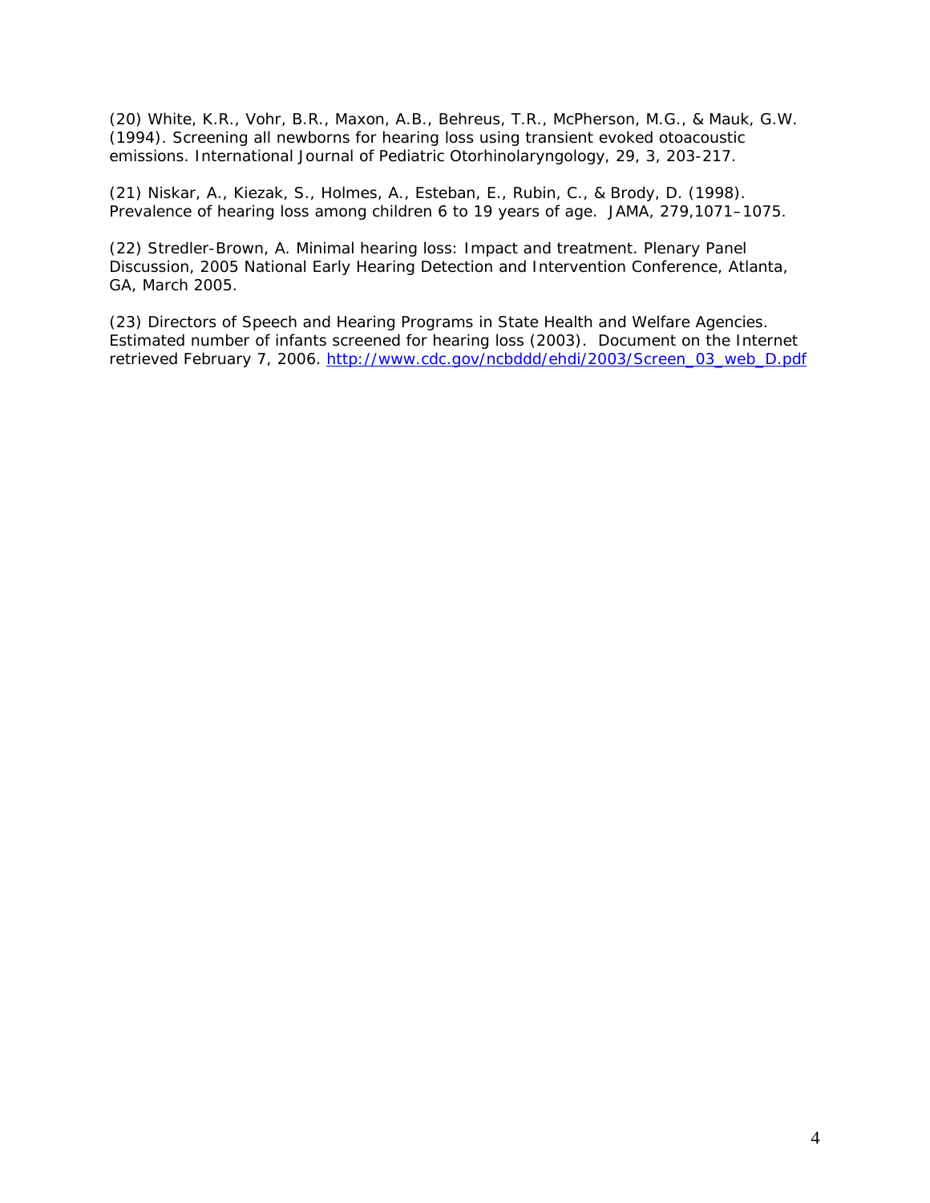(20) White, K.R., Vohr, B.R., Maxon, A.B., Behreus, T.R., McPherson, M.G., & Mauk, G.W. (1994). Screening all newborns for hearing loss using transient evoked otoacoustic emissions. International Journal of Pediatric Otorhinolaryngology, 29, 3, 203-217.

(21) Niskar, A., Kiezak, S., Holmes, A., Esteban, E., Rubin, C., & Brody, D. (1998). Prevalence of hearing loss among children 6 to 19 years of age. JAMA, 279,1071–1075.

(22) Stredler-Brown, A. Minimal hearing loss: Impact and treatment. Plenary Panel Discussion, 2005 National Early Hearing Detection and Intervention Conference, Atlanta, GA, March 2005.

(23) Directors of Speech and Hearing Programs in State Health and Welfare Agencies. Estimated number of infants screened for hearing loss (2003). Document on the Internet retrieved February 7, 2006. http://www.cdc.gov/ncbddd/ehdi/2003/Screen_03_web_D.pdf